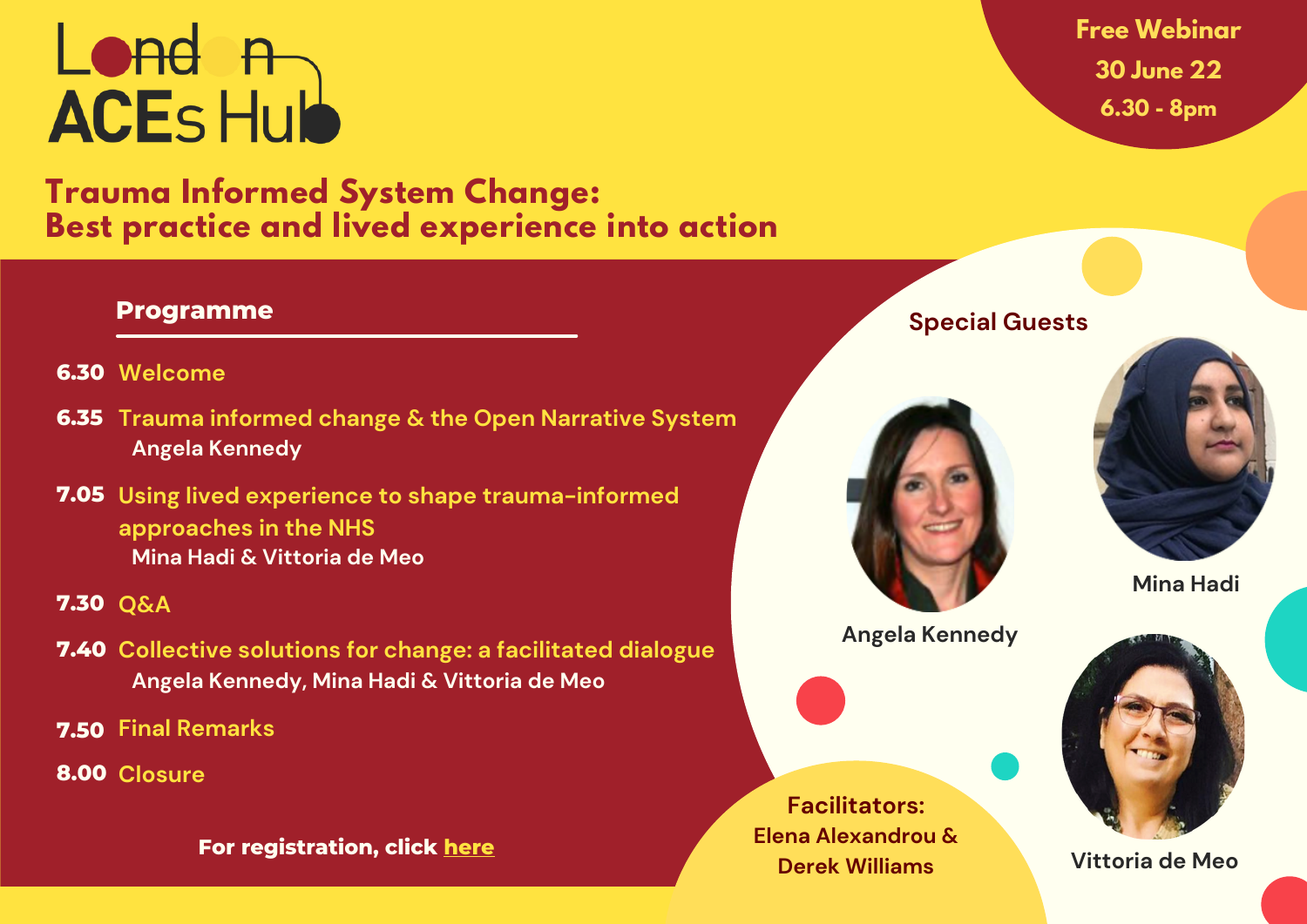# London ACEs Hub

**Free Webinar**
**30 June 22**
**6.30 - 8pm**

## Trauma Informed System Change: Best practice and lived experience into action

### Programme

- **6.30** Welcome
- **6.35** Trauma informed change & the Open Narrative System
  Angela Kennedy
- **7.05** Using lived experience to shape trauma-informed approaches in the NHS
  Mina Hadi & Vittoria de Meo
- **7.30** Q&A
- **7.40** Collective solutions for change: a facilitated dialogue
  Angela Kennedy, Mina Hadi & Vittoria de Meo
- **7.50** Final Remarks
- **8.00** Closure

**For registration, click here**

### Special Guests

Angela Kennedy

Mina Hadi

Vittoria de Meo

**Facilitators:**
Elena Alexandrou & Derek Williams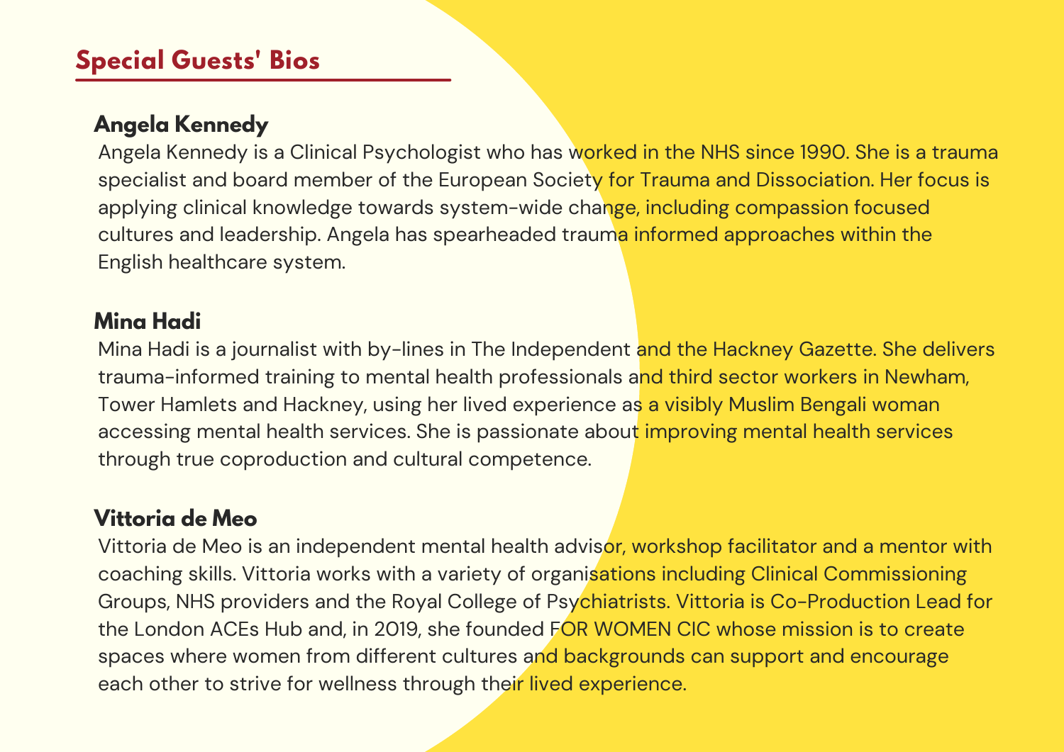## Special Guests' Bios

### Angela Kennedy

Angela Kennedy is a Clinical Psychologist who has worked in the NHS since 1990. She is a trauma specialist and board member of the European Society for Trauma and Dissociation. Her focus is applying clinical knowledge towards system-wide change, including compassion focused cultures and leadership. Angela has spearheaded trauma informed approaches within the English healthcare system.

### Mina Hadi

Mina Hadi is a journalist with by-lines in The Independent and the Hackney Gazette. She delivers trauma-informed training to mental health professionals and third sector workers in Newham, Tower Hamlets and Hackney, using her lived experience as a visibly Muslim Bengali woman accessing mental health services. She is passionate about improving mental health services through true coproduction and cultural competence.

### Vittoria de Meo

Vittoria de Meo is an independent mental health advisor, workshop facilitator and a mentor with coaching skills. Vittoria works with a variety of organisations including Clinical Commissioning Groups, NHS providers and the Royal College of Psychiatrists. Vittoria is Co-Production Lead for the London ACEs Hub and, in 2019, she founded FOR WOMEN CIC whose mission is to create spaces where women from different cultures and backgrounds can support and encourage each other to strive for wellness through their lived experience.